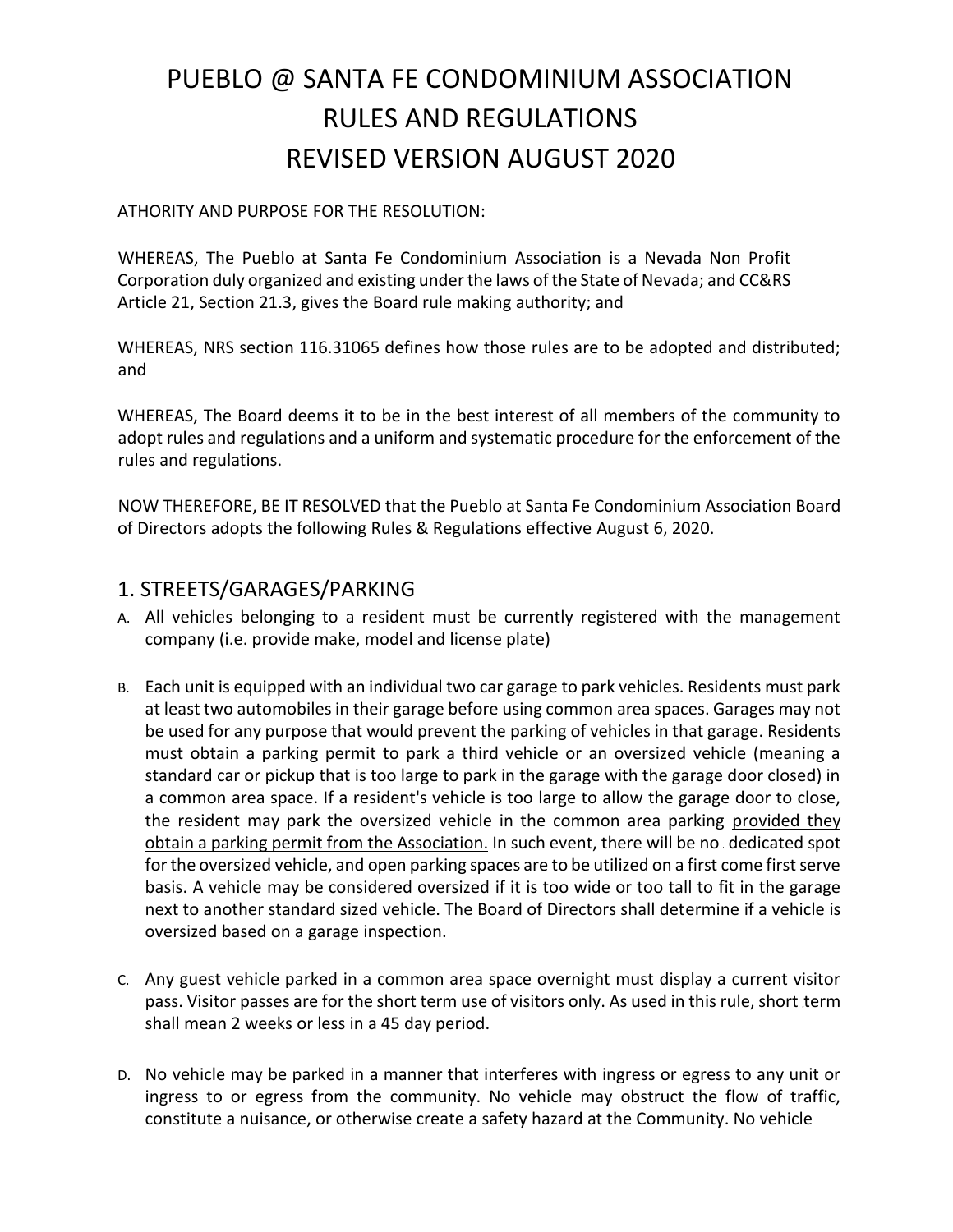# PUEBLO @ SANTA FE CONDOMINIUM ASSOCIATION RULES AND REGULATIONS REVISED VERSION AUGUST 2020

ATHORITY AND PURPOSE FOR THE RESOLUTION:

WHEREAS, The Pueblo at Santa Fe Condominium Association is a Nevada Non Profit Corporation duly organized and existing under the laws of the State of Nevada; and CC&RS Article 21, Section 21.3, gives the Board rule making authority; and

WHEREAS, NRS section 116.31065 defines how those rules are to be adopted and distributed; and

WHEREAS, The Board deems it to be in the best interest of all members of the community to adopt rules and regulations and a uniform and systematic procedure for the enforcement of the rules and regulations.

NOW THEREFORE, BE IT RESOLVED that the Pueblo at Santa Fe Condominium Association Board of Directors adopts the following Rules & Regulations effective August 6, 2020.

## 1. STREETS/GARAGES/PARKING

A. All vehicles belonging to a resident must be currently registered with the management company (i.e. provide make, model and license plate)

B. Each unit is equipped with an individual two car garage to park vehicles. Residents must park at least two automobiles in their garage before using common area spaces. Garages may not be used for any purpose that would prevent the parking of vehicles in that garage. Residents must obtain a parking permit to park a third vehicle or an oversized vehicle (meaning a standard car or pickup that is too large to park in the garage with the garage door closed) in a common area space. If a resident's vehicle is too large to allow the garage door to close, the resident may park the oversized vehicle in the common area parking provided they obtain a parking permit from the Association. In such event, there will be no dedicated spot for the oversized vehicle, and open parking spaces are to be utilized on a first come first serve basis. A vehicle may be considered oversized if it is too wide or too tall to fit in the garage next to another standard sized vehicle. The Board of Directors shall determine if a vehicle is oversized based on a garage inspection.

C. Any guest vehicle parked in a common area space overnight must display a current visitor pass. Visitor passes are for the short term use of visitors only. As used in this rule, short term shall mean 2 weeks or less in a 45 day period.

D. No vehicle may be parked in a manner that interferes with ingress or egress to any unit or ingress to or egress from the community. No vehicle may obstruct the flow of traffic, constitute a nuisance, or otherwise create a safety hazard at the Community. No vehicle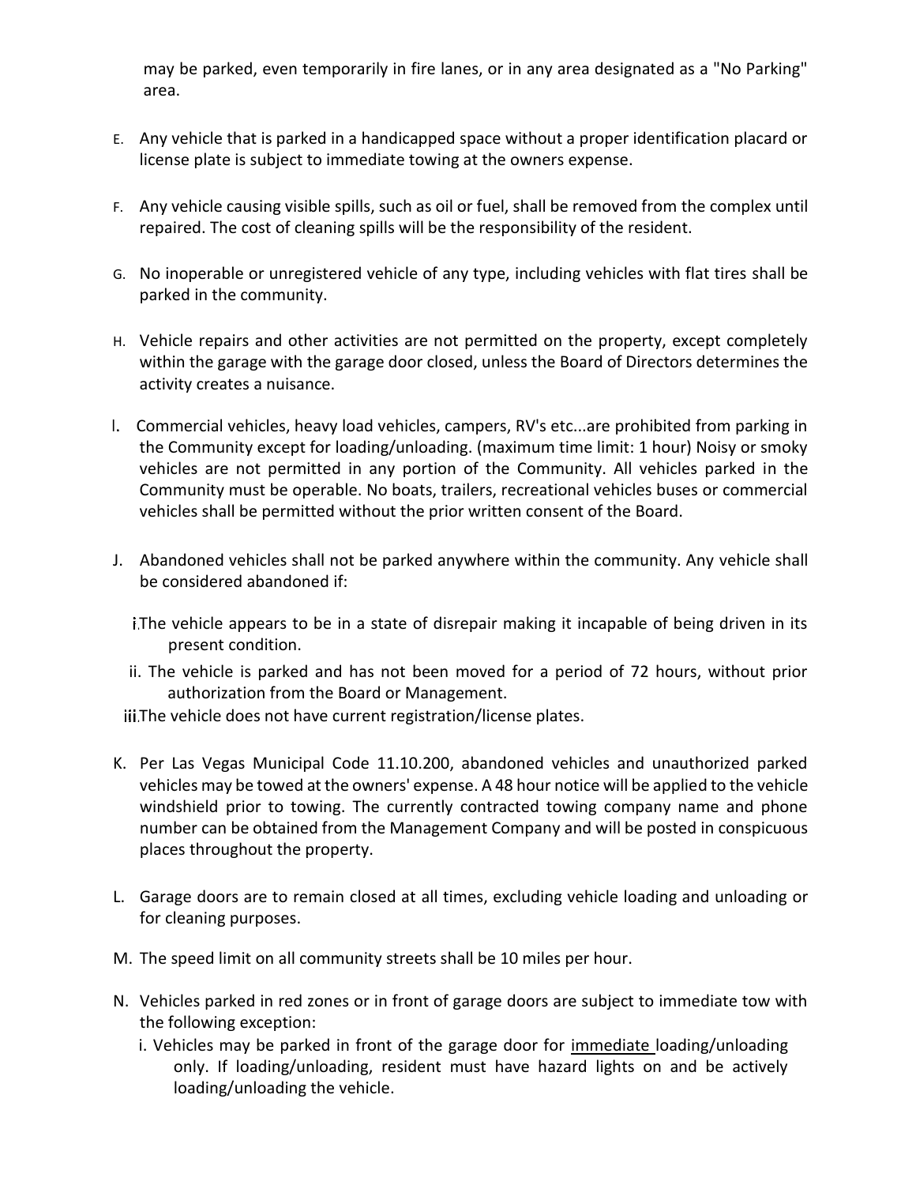may be parked, even temporarily in fire lanes, or in any area designated as a "No Parking" area.

E. Any vehicle that is parked in a handicapped space without a proper identification placard or license plate is subject to immediate towing at the owners expense.

F. Any vehicle causing visible spills, such as oil or fuel, shall be removed from the complex until repaired. The cost of cleaning spills will be the responsibility of the resident.

G. No inoperable or unregistered vehicle of any type, including vehicles with flat tires shall be parked in the community.

H. Vehicle repairs and other activities are not permitted on the property, except completely within the garage with the garage door closed, unless the Board of Directors determines the activity creates a nuisance.

I. Commercial vehicles, heavy load vehicles, campers, RV's etc...are prohibited from parking in the Community except for loading/unloading. (maximum time limit: 1 hour) Noisy or smoky vehicles are not permitted in any portion of the Community. All vehicles parked in the Community must be operable. No boats, trailers, recreational vehicles buses or commercial vehicles shall be permitted without the prior written consent of the Board.

J. Abandoned vehicles shall not be parked anywhere within the community. Any vehicle shall be considered abandoned if:

   i. The vehicle appears to be in a state of disrepair making it incapable of being driven in its present condition.

   ii. The vehicle is parked and has not been moved for a period of 72 hours, without prior authorization from the Board or Management.

   iii. The vehicle does not have current registration/license plates.

K. Per Las Vegas Municipal Code 11.10.200, abandoned vehicles and unauthorized parked vehicles may be towed at the owners' expense. A 48 hour notice will be applied to the vehicle windshield prior to towing. The currently contracted towing company name and phone number can be obtained from the Management Company and will be posted in conspicuous places throughout the property.

L. Garage doors are to remain closed at all times, excluding vehicle loading and unloading or for cleaning purposes.

M. The speed limit on all community streets shall be 10 miles per hour.

N. Vehicles parked in red zones or in front of garage doors are subject to immediate tow with the following exception:

   i. Vehicles may be parked in front of the garage door for <u>immediate</u> loading/unloading only. If loading/unloading, resident must have hazard lights on and be actively loading/unloading the vehicle.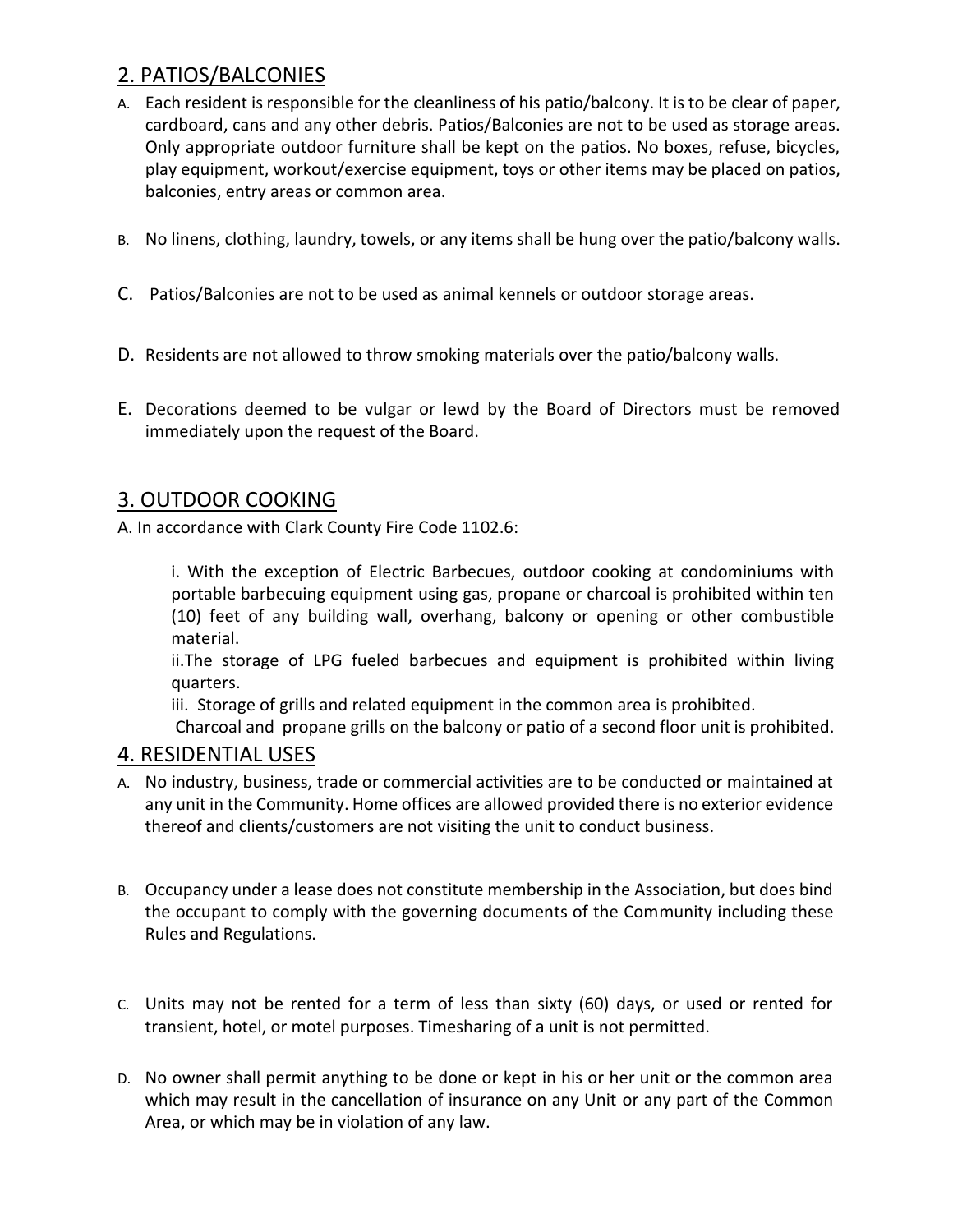## 2. PATIOS/BALCONIES

A. Each resident is responsible for the cleanliness of his patio/balcony. It is to be clear of paper, cardboard, cans and any other debris. Patios/Balconies are not to be used as storage areas. Only appropriate outdoor furniture shall be kept on the patios. No boxes, refuse, bicycles, play equipment, workout/exercise equipment, toys or other items may be placed on patios, balconies, entry areas or common area.

B. No linens, clothing, laundry, towels, or any items shall be hung over the patio/balcony walls.

C. Patios/Balconies are not to be used as animal kennels or outdoor storage areas.

D. Residents are not allowed to throw smoking materials over the patio/balcony walls.

E. Decorations deemed to be vulgar or lewd by the Board of Directors must be removed immediately upon the request of the Board.

## 3. OUTDOOR COOKING

A. In accordance with Clark County Fire Code 1102.6:

i. With the exception of Electric Barbecues, outdoor cooking at condominiums with portable barbecuing equipment using gas, propane or charcoal is prohibited within ten (10) feet of any building wall, overhang, balcony or opening or other combustible material.

ii.The storage of LPG fueled barbecues and equipment is prohibited within living quarters.

iii. Storage of grills and related equipment in the common area is prohibited.

Charcoal and propane grills on the balcony or patio of a second floor unit is prohibited.

## 4. RESIDENTIAL USES

A. No industry, business, trade or commercial activities are to be conducted or maintained at any unit in the Community. Home offices are allowed provided there is no exterior evidence thereof and clients/customers are not visiting the unit to conduct business.

B. Occupancy under a lease does not constitute membership in the Association, but does bind the occupant to comply with the governing documents of the Community including these Rules and Regulations.

C. Units may not be rented for a term of less than sixty (60) days, or used or rented for transient, hotel, or motel purposes. Timesharing of a unit is not permitted.

D. No owner shall permit anything to be done or kept in his or her unit or the common area which may result in the cancellation of insurance on any Unit or any part of the Common Area, or which may be in violation of any law.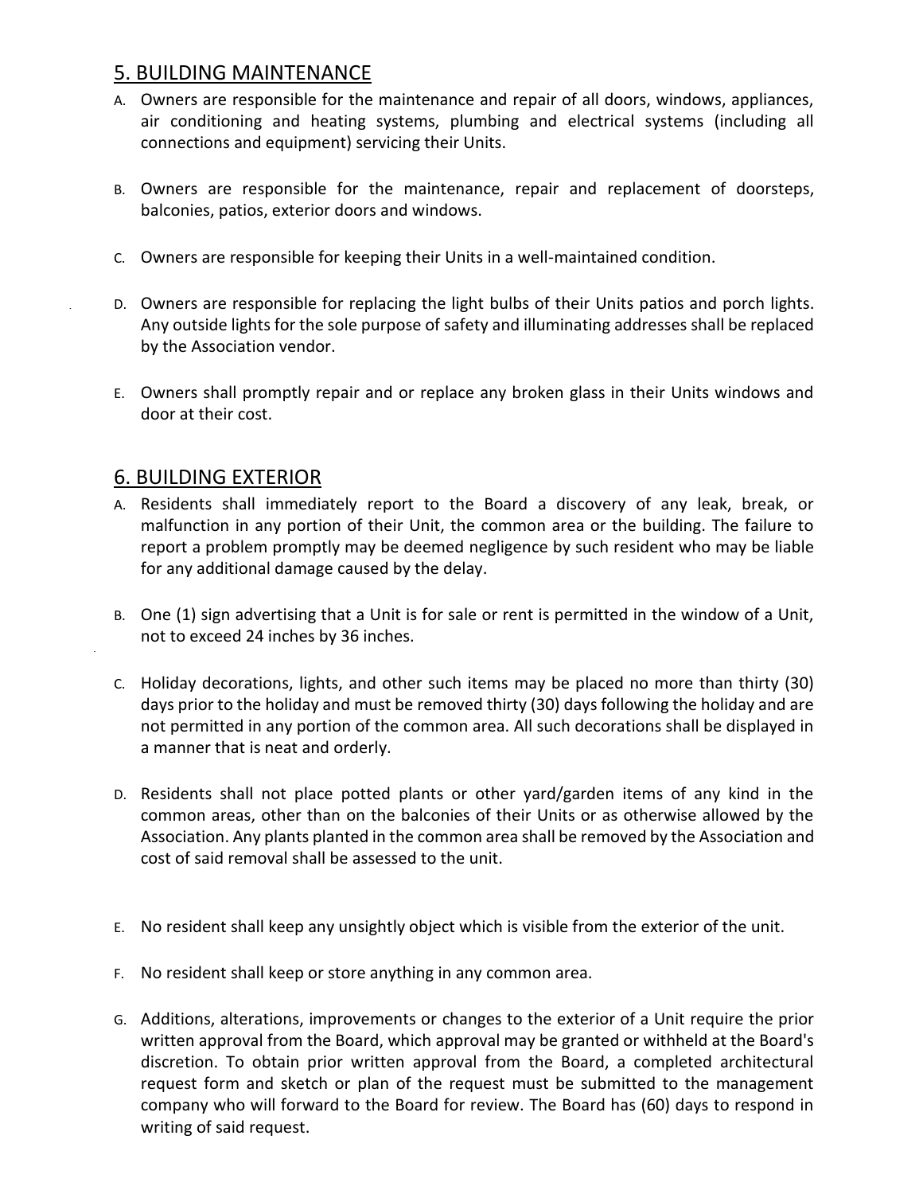## 5. BUILDING MAINTENANCE

A. Owners are responsible for the maintenance and repair of all doors, windows, appliances, air conditioning and heating systems, plumbing and electrical systems (including all connections and equipment) servicing their Units.

B. Owners are responsible for the maintenance, repair and replacement of doorsteps, balconies, patios, exterior doors and windows.

C. Owners are responsible for keeping their Units in a well-maintained condition.

D. Owners are responsible for replacing the light bulbs of their Units patios and porch lights. Any outside lights for the sole purpose of safety and illuminating addresses shall be replaced by the Association vendor.

E. Owners shall promptly repair and or replace any broken glass in their Units windows and door at their cost.

## 6. BUILDING EXTERIOR

A. Residents shall immediately report to the Board a discovery of any leak, break, or malfunction in any portion of their Unit, the common area or the building. The failure to report a problem promptly may be deemed negligence by such resident who may be liable for any additional damage caused by the delay.

B. One (1) sign advertising that a Unit is for sale or rent is permitted in the window of a Unit, not to exceed 24 inches by 36 inches.

C. Holiday decorations, lights, and other such items may be placed no more than thirty (30) days prior to the holiday and must be removed thirty (30) days following the holiday and are not permitted in any portion of the common area. All such decorations shall be displayed in a manner that is neat and orderly.

D. Residents shall not place potted plants or other yard/garden items of any kind in the common areas, other than on the balconies of their Units or as otherwise allowed by the Association. Any plants planted in the common area shall be removed by the Association and cost of said removal shall be assessed to the unit.

E. No resident shall keep any unsightly object which is visible from the exterior of the unit.

F. No resident shall keep or store anything in any common area.

G. Additions, alterations, improvements or changes to the exterior of a Unit require the prior written approval from the Board, which approval may be granted or withheld at the Board's discretion. To obtain prior written approval from the Board, a completed architectural request form and sketch or plan of the request must be submitted to the management company who will forward to the Board for review. The Board has (60) days to respond in writing of said request.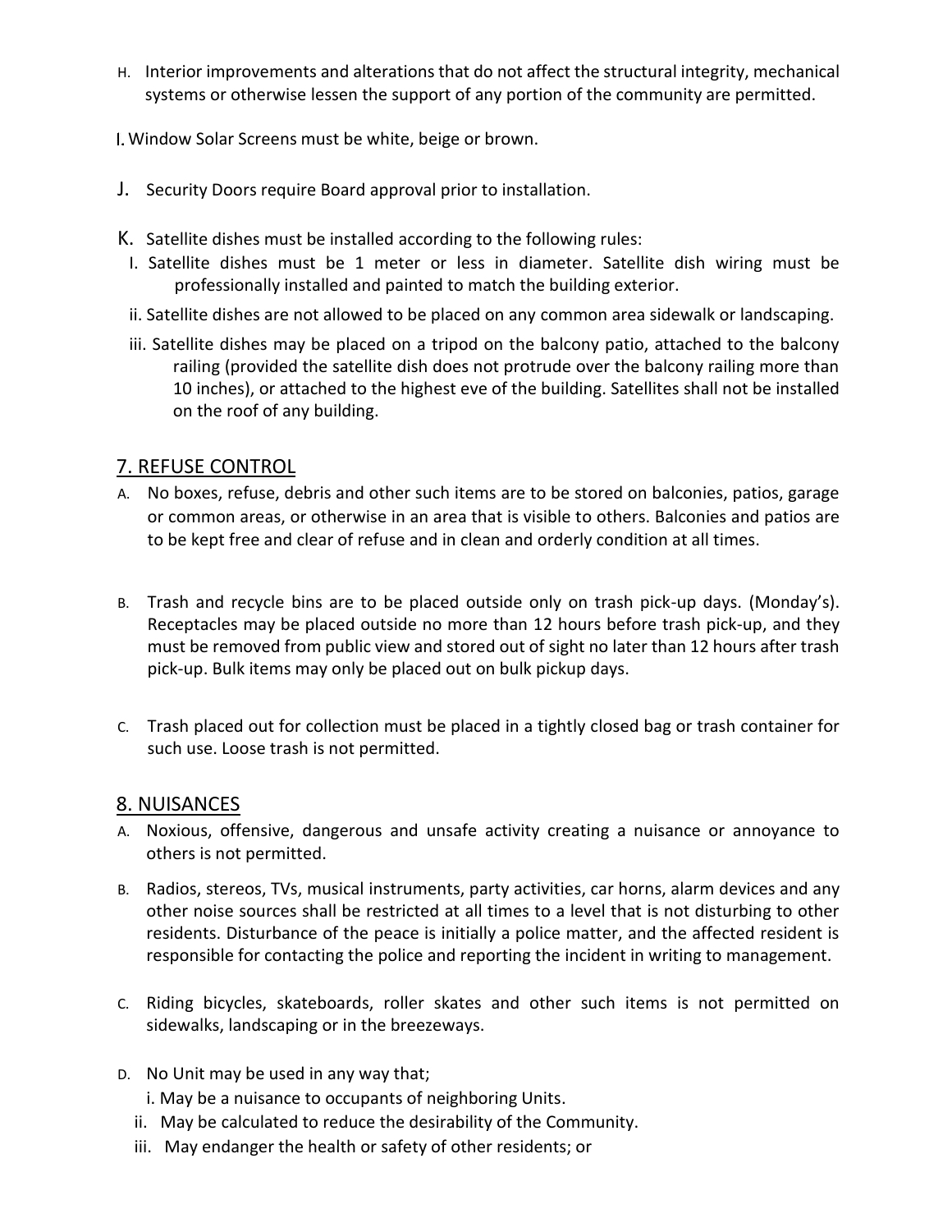H. Interior improvements and alterations that do not affect the structural integrity, mechanical systems or otherwise lessen the support of any portion of the community are permitted.

I. Window Solar Screens must be white, beige or brown.

J. Security Doors require Board approval prior to installation.

K. Satellite dishes must be installed according to the following rules:

   I. Satellite dishes must be 1 meter or less in diameter. Satellite dish wiring must be professionally installed and painted to match the building exterior.

   ii. Satellite dishes are not allowed to be placed on any common area sidewalk or landscaping.

   iii. Satellite dishes may be placed on a tripod on the balcony patio, attached to the balcony railing (provided the satellite dish does not protrude over the balcony railing more than 10 inches), or attached to the highest eve of the building. Satellites shall not be installed on the roof of any building.

## 7. REFUSE CONTROL

A. No boxes, refuse, debris and other such items are to be stored on balconies, patios, garage or common areas, or otherwise in an area that is visible to others. Balconies and patios are to be kept free and clear of refuse and in clean and orderly condition at all times.

B. Trash and recycle bins are to be placed outside only on trash pick-up days. (Monday's). Receptacles may be placed outside no more than 12 hours before trash pick-up, and they must be removed from public view and stored out of sight no later than 12 hours after trash pick-up. Bulk items may only be placed out on bulk pickup days.

C. Trash placed out for collection must be placed in a tightly closed bag or trash container for such use. Loose trash is not permitted.

## 8. NUISANCES

A. Noxious, offensive, dangerous and unsafe activity creating a nuisance or annoyance to others is not permitted.

B. Radios, stereos, TVs, musical instruments, party activities, car horns, alarm devices and any other noise sources shall be restricted at all times to a level that is not disturbing to other residents. Disturbance of the peace is initially a police matter, and the affected resident is responsible for contacting the police and reporting the incident in writing to management.

C. Riding bicycles, skateboards, roller skates and other such items is not permitted on sidewalks, landscaping or in the breezeways.

D. No Unit may be used in any way that;

   i. May be a nuisance to occupants of neighboring Units.

   ii. May be calculated to reduce the desirability of the Community.

   iii. May endanger the health or safety of other residents; or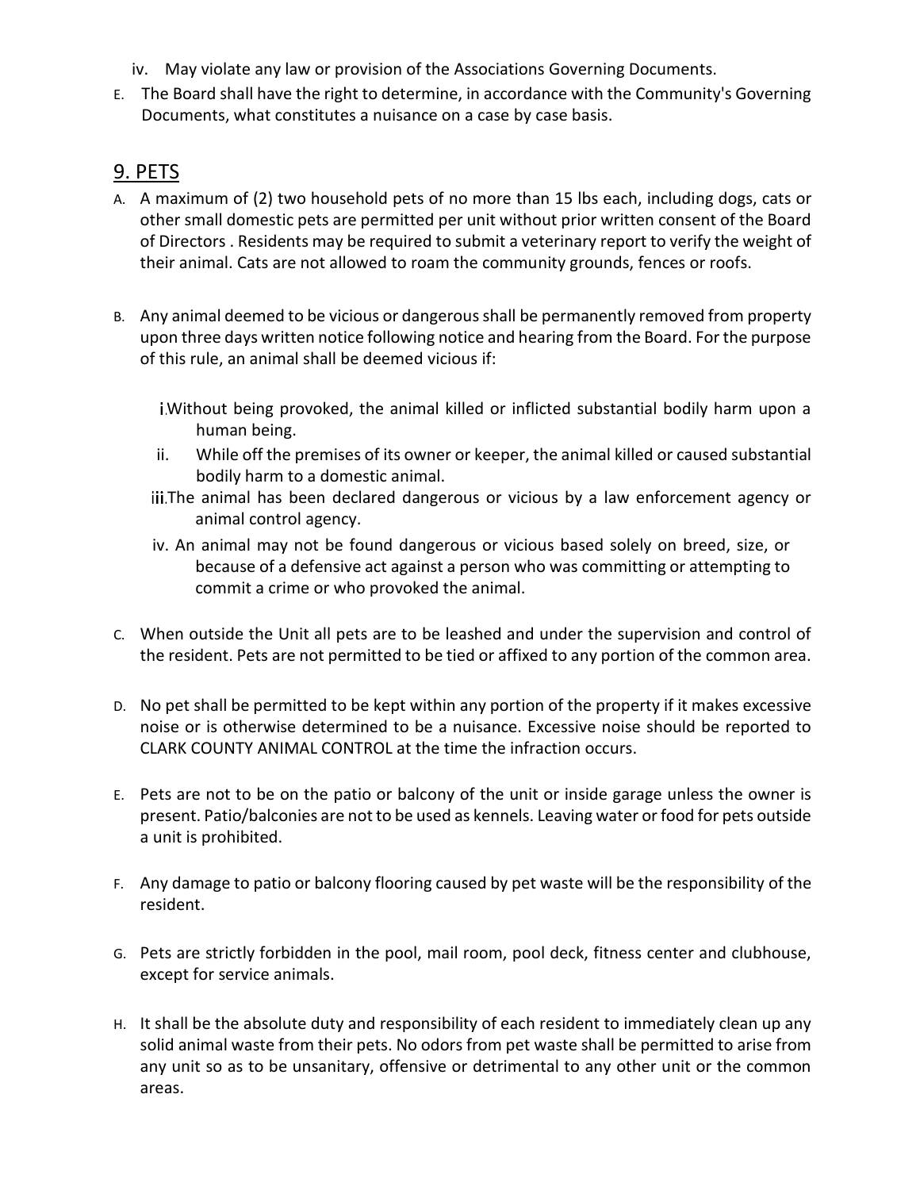iv. May violate any law or provision of the Associations Governing Documents.

E. The Board shall have the right to determine, in accordance with the Community's Governing Documents, what constitutes a nuisance on a case by case basis.

## 9. PETS

A. A maximum of (2) two household pets of no more than 15 lbs each, including dogs, cats or other small domestic pets are permitted per unit without prior written consent of the Board of Directors . Residents may be required to submit a veterinary report to verify the weight of their animal. Cats are not allowed to roam the community grounds, fences or roofs.

B. Any animal deemed to be vicious or dangerous shall be permanently removed from property upon three days written notice following notice and hearing from the Board. For the purpose of this rule, an animal shall be deemed vicious if:

   i. Without being provoked, the animal killed or inflicted substantial bodily harm upon a human being.
   
   ii. While off the premises of its owner or keeper, the animal killed or caused substantial bodily harm to a domestic animal.
   
   iii. The animal has been declared dangerous or vicious by a law enforcement agency or animal control agency.
   
   iv. An animal may not be found dangerous or vicious based solely on breed, size, or because of a defensive act against a person who was committing or attempting to commit a crime or who provoked the animal.

C. When outside the Unit all pets are to be leashed and under the supervision and control of the resident. Pets are not permitted to be tied or affixed to any portion of the common area.

D. No pet shall be permitted to be kept within any portion of the property if it makes excessive noise or is otherwise determined to be a nuisance. Excessive noise should be reported to CLARK COUNTY ANIMAL CONTROL at the time the infraction occurs.

E. Pets are not to be on the patio or balcony of the unit or inside garage unless the owner is present. Patio/balconies are not to be used as kennels. Leaving water or food for pets outside a unit is prohibited.

F. Any damage to patio or balcony flooring caused by pet waste will be the responsibility of the resident.

G. Pets are strictly forbidden in the pool, mail room, pool deck, fitness center and clubhouse, except for service animals.

H. It shall be the absolute duty and responsibility of each resident to immediately clean up any solid animal waste from their pets. No odors from pet waste shall be permitted to arise from any unit so as to be unsanitary, offensive or detrimental to any other unit or the common areas.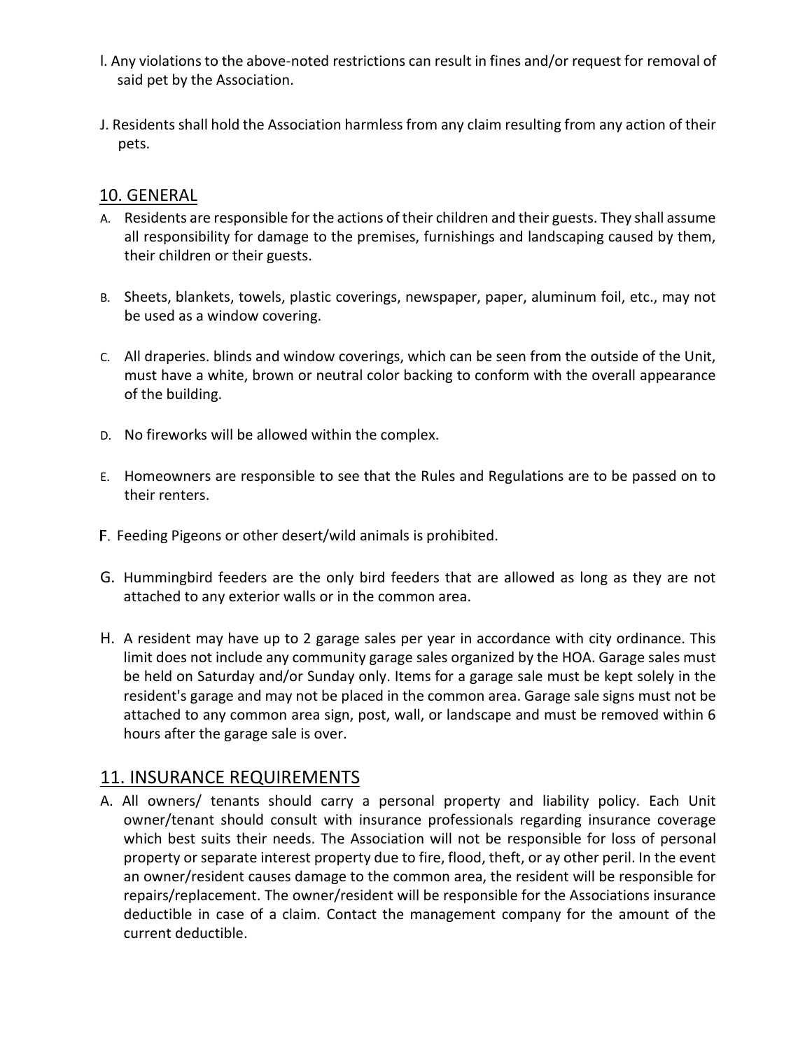I. Any violations to the above-noted restrictions can result in fines and/or request for removal of said pet by the Association.

J. Residents shall hold the Association harmless from any claim resulting from any action of their pets.

## 10. GENERAL

A. Residents are responsible for the actions of their children and their guests. They shall assume all responsibility for damage to the premises, furnishings and landscaping caused by them, their children or their guests.

B. Sheets, blankets, towels, plastic coverings, newspaper, paper, aluminum foil, etc., may not be used as a window covering.

C. All draperies. blinds and window coverings, which can be seen from the outside of the Unit, must have a white, brown or neutral color backing to conform with the overall appearance of the building.

D. No fireworks will be allowed within the complex.

E. Homeowners are responsible to see that the Rules and Regulations are to be passed on to their renters.

F. Feeding Pigeons or other desert/wild animals is prohibited.

G. Hummingbird feeders are the only bird feeders that are allowed as long as they are not attached to any exterior walls or in the common area.

H. A resident may have up to 2 garage sales per year in accordance with city ordinance. This limit does not include any community garage sales organized by the HOA. Garage sales must be held on Saturday and/or Sunday only. Items for a garage sale must be kept solely in the resident's garage and may not be placed in the common area. Garage sale signs must not be attached to any common area sign, post, wall, or landscape and must be removed within 6 hours after the garage sale is over.

## 11. INSURANCE REQUIREMENTS

A. All owners/ tenants should carry a personal property and liability policy. Each Unit owner/tenant should consult with insurance professionals regarding insurance coverage which best suits their needs. The Association will not be responsible for loss of personal property or separate interest property due to fire, flood, theft, or ay other peril. In the event an owner/resident causes damage to the common area, the resident will be responsible for repairs/replacement. The owner/resident will be responsible for the Associations insurance deductible in case of a claim. Contact the management company for the amount of the current deductible.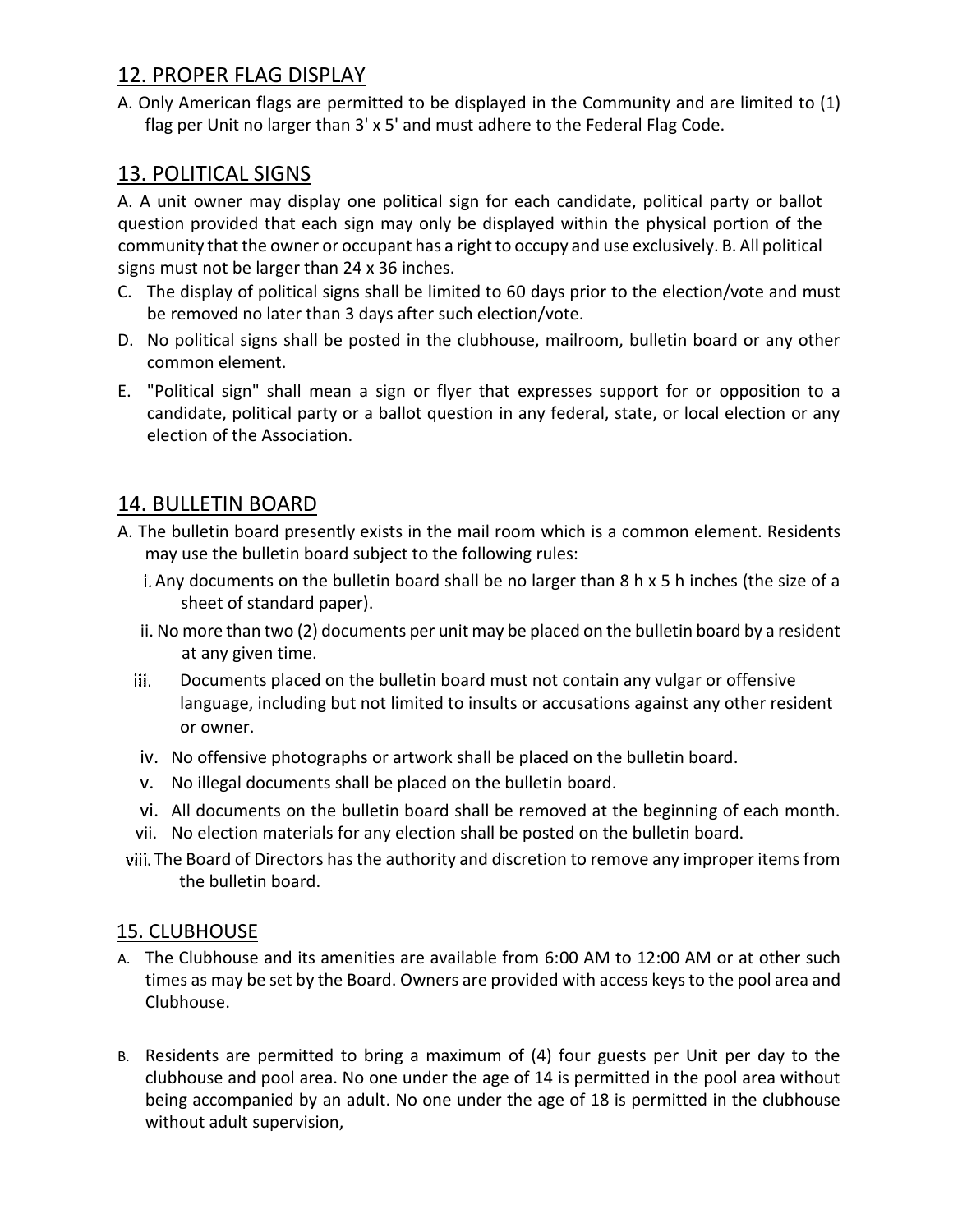## 12. PROPER FLAG DISPLAY

A. Only American flags are permitted to be displayed in the Community and are limited to (1) flag per Unit no larger than 3' x 5' and must adhere to the Federal Flag Code.

## 13. POLITICAL SIGNS

A. A unit owner may display one political sign for each candidate, political party or ballot question provided that each sign may only be displayed within the physical portion of the community that the owner or occupant has a right to occupy and use exclusively. B. All political signs must not be larger than 24 x 36 inches.

C. The display of political signs shall be limited to 60 days prior to the election/vote and must be removed no later than 3 days after such election/vote.

D. No political signs shall be posted in the clubhouse, mailroom, bulletin board or any other common element.

E. "Political sign" shall mean a sign or flyer that expresses support for or opposition to a candidate, political party or a ballot question in any federal, state, or local election or any election of the Association.

## 14. BULLETIN BOARD

A. The bulletin board presently exists in the mail room which is a common element. Residents may use the bulletin board subject to the following rules:

i. Any documents on the bulletin board shall be no larger than 8 h x 5 h inches (the size of a sheet of standard paper).

ii. No more than two (2) documents per unit may be placed on the bulletin board by a resident at any given time.

iii. Documents placed on the bulletin board must not contain any vulgar or offensive language, including but not limited to insults or accusations against any other resident or owner.

iv. No offensive photographs or artwork shall be placed on the bulletin board.

v. No illegal documents shall be placed on the bulletin board.

vi. All documents on the bulletin board shall be removed at the beginning of each month.

vii. No election materials for any election shall be posted on the bulletin board.

viii. The Board of Directors has the authority and discretion to remove any improper items from the bulletin board.

## 15. CLUBHOUSE

A. The Clubhouse and its amenities are available from 6:00 AM to 12:00 AM or at other such times as may be set by the Board. Owners are provided with access keys to the pool area and Clubhouse.

B. Residents are permitted to bring a maximum of (4) four guests per Unit per day to the clubhouse and pool area. No one under the age of 14 is permitted in the pool area without being accompanied by an adult. No one under the age of 18 is permitted in the clubhouse without adult supervision,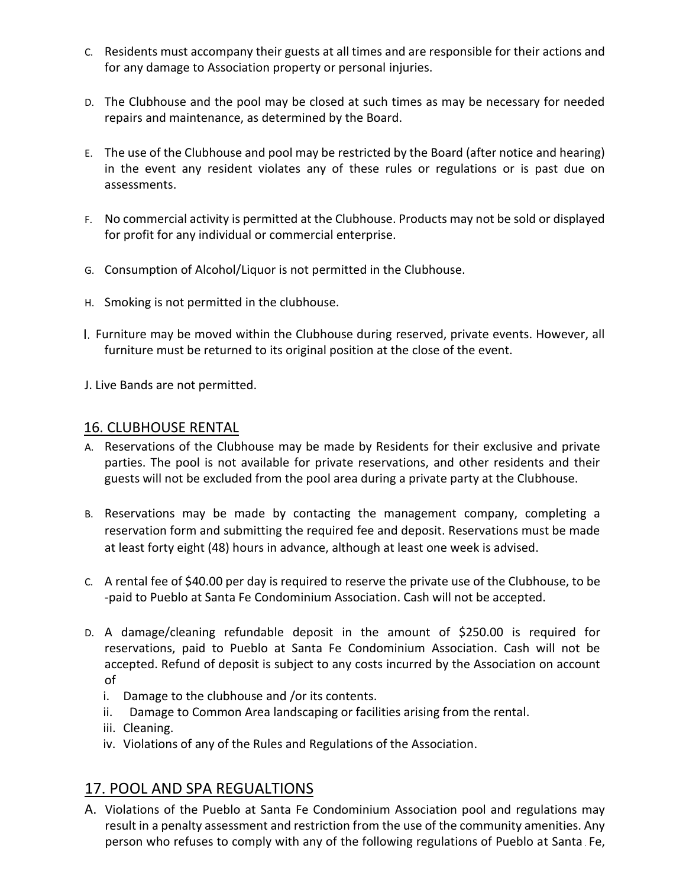C. Residents must accompany their guests at all times and are responsible for their actions and for any damage to Association property or personal injuries.

D. The Clubhouse and the pool may be closed at such times as may be necessary for needed repairs and maintenance, as determined by the Board.

E. The use of the Clubhouse and pool may be restricted by the Board (after notice and hearing) in the event any resident violates any of these rules or regulations or is past due on assessments.

F. No commercial activity is permitted at the Clubhouse. Products may not be sold or displayed for profit for any individual or commercial enterprise.

G. Consumption of Alcohol/Liquor is not permitted in the Clubhouse.

H. Smoking is not permitted in the clubhouse.

I. Furniture may be moved within the Clubhouse during reserved, private events. However, all furniture must be returned to its original position at the close of the event.

J. Live Bands are not permitted.

## 16. CLUBHOUSE RENTAL

A. Reservations of the Clubhouse may be made by Residents for their exclusive and private parties. The pool is not available for private reservations, and other residents and their guests will not be excluded from the pool area during a private party at the Clubhouse.

B. Reservations may be made by contacting the management company, completing a reservation form and submitting the required fee and deposit. Reservations must be made at least forty eight (48) hours in advance, although at least one week is advised.

C. A rental fee of $40.00 per day is required to reserve the private use of the Clubhouse, to be -paid to Pueblo at Santa Fe Condominium Association. Cash will not be accepted.

D. A damage/cleaning refundable deposit in the amount of $250.00 is required for reservations, paid to Pueblo at Santa Fe Condominium Association. Cash will not be accepted. Refund of deposit is subject to any costs incurred by the Association on account of
   i. Damage to the clubhouse and /or its contents.
   ii. Damage to Common Area landscaping or facilities arising from the rental.
   iii. Cleaning.
   iv. Violations of any of the Rules and Regulations of the Association.

## 17. POOL AND SPA REGUALTIONS

A. Violations of the Pueblo at Santa Fe Condominium Association pool and regulations may result in a penalty assessment and restriction from the use of the community amenities. Any person who refuses to comply with any of the following regulations of Pueblo at Santa Fe,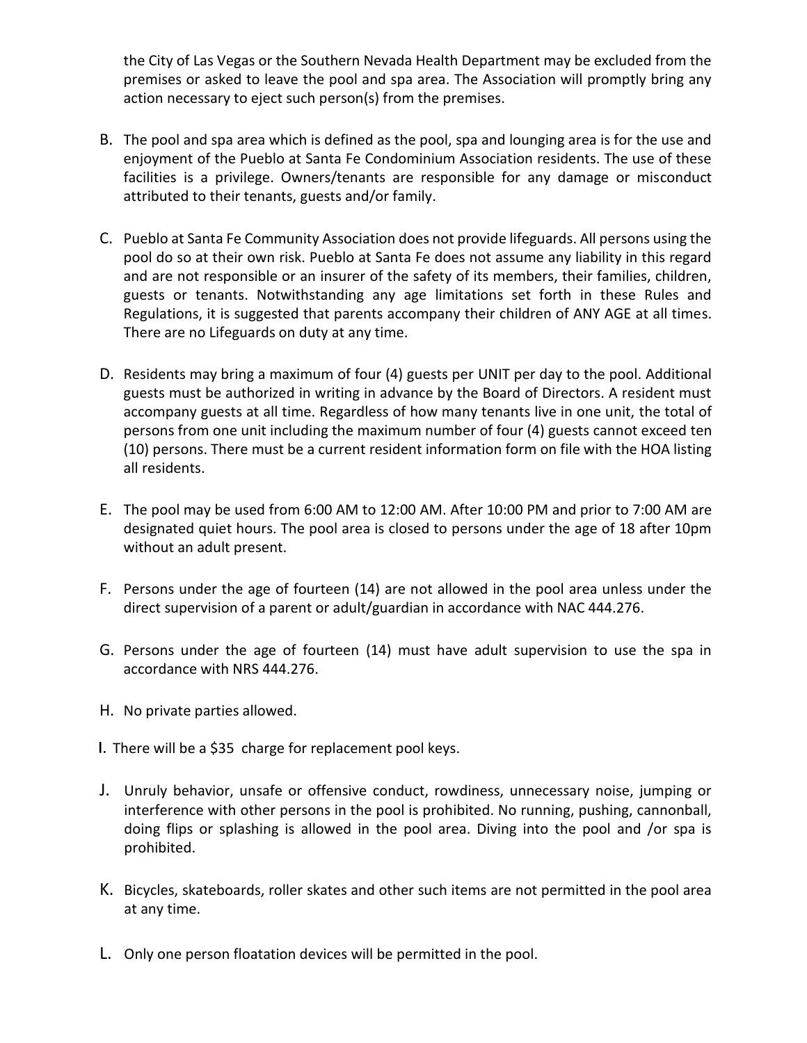the City of Las Vegas or the Southern Nevada Health Department may be excluded from the premises or asked to leave the pool and spa area. The Association will promptly bring any action necessary to eject such person(s) from the premises.

B. The pool and spa area which is defined as the pool, spa and lounging area is for the use and enjoyment of the Pueblo at Santa Fe Condominium Association residents. The use of these facilities is a privilege. Owners/tenants are responsible for any damage or misconduct attributed to their tenants, guests and/or family.

C. Pueblo at Santa Fe Community Association does not provide lifeguards. All persons using the pool do so at their own risk. Pueblo at Santa Fe does not assume any liability in this regard and are not responsible or an insurer of the safety of its members, their families, children, guests or tenants. Notwithstanding any age limitations set forth in these Rules and Regulations, it is suggested that parents accompany their children of ANY AGE at all times. There are no Lifeguards on duty at any time.

D. Residents may bring a maximum of four (4) guests per UNIT per day to the pool. Additional guests must be authorized in writing in advance by the Board of Directors. A resident must accompany guests at all time. Regardless of how many tenants live in one unit, the total of persons from one unit including the maximum number of four (4) guests cannot exceed ten (10) persons. There must be a current resident information form on file with the HOA listing all residents.

E. The pool may be used from 6:00 AM to 12:00 AM. After 10:00 PM and prior to 7:00 AM are designated quiet hours. The pool area is closed to persons under the age of 18 after 10pm without an adult present.

F. Persons under the age of fourteen (14) are not allowed in the pool area unless under the direct supervision of a parent or adult/guardian in accordance with NAC 444.276.

G. Persons under the age of fourteen (14) must have adult supervision to use the spa in accordance with NRS 444.276.

H. No private parties allowed.

I. There will be a $35 charge for replacement pool keys.

J. Unruly behavior, unsafe or offensive conduct, rowdiness, unnecessary noise, jumping or interference with other persons in the pool is prohibited. No running, pushing, cannonball, doing flips or splashing is allowed in the pool area. Diving into the pool and /or spa is prohibited.

K. Bicycles, skateboards, roller skates and other such items are not permitted in the pool area at any time.

L. Only one person floatation devices will be permitted in the pool.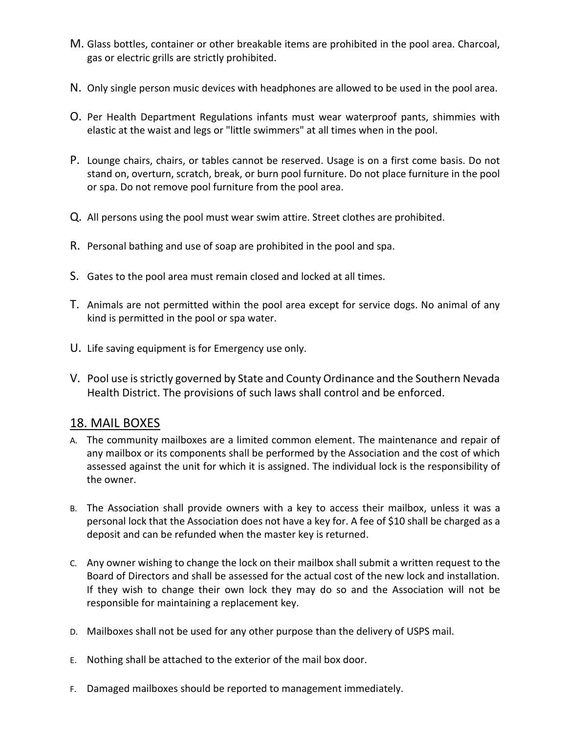M. Glass bottles, container or other breakable items are prohibited in the pool area. Charcoal, gas or electric grills are strictly prohibited.

N. Only single person music devices with headphones are allowed to be used in the pool area.

O. Per Health Department Regulations infants must wear waterproof pants, shimmies with elastic at the waist and legs or "little swimmers" at all times when in the pool.

P. Lounge chairs, chairs, or tables cannot be reserved. Usage is on a first come basis. Do not stand on, overturn, scratch, break, or burn pool furniture. Do not place furniture in the pool or spa. Do not remove pool furniture from the pool area.

Q. All persons using the pool must wear swim attire. Street clothes are prohibited.

R. Personal bathing and use of soap are prohibited in the pool and spa.

S. Gates to the pool area must remain closed and locked at all times.

T. Animals are not permitted within the pool area except for service dogs. No animal of any kind is permitted in the pool or spa water.

U. Life saving equipment is for Emergency use only.

V. Pool use is strictly governed by State and County Ordinance and the Southern Nevada Health District. The provisions of such laws shall control and be enforced.

## 18. MAIL BOXES

A. The community mailboxes are a limited common element. The maintenance and repair of any mailbox or its components shall be performed by the Association and the cost of which assessed against the unit for which it is assigned. The individual lock is the responsibility of the owner.

B. The Association shall provide owners with a key to access their mailbox, unless it was a personal lock that the Association does not have a key for. A fee of $10 shall be charged as a deposit and can be refunded when the master key is returned.

C. Any owner wishing to change the lock on their mailbox shall submit a written request to the Board of Directors and shall be assessed for the actual cost of the new lock and installation. If they wish to change their own lock they may do so and the Association will not be responsible for maintaining a replacement key.

D. Mailboxes shall not be used for any other purpose than the delivery of USPS mail.

E. Nothing shall be attached to the exterior of the mail box door.

F. Damaged mailboxes should be reported to management immediately.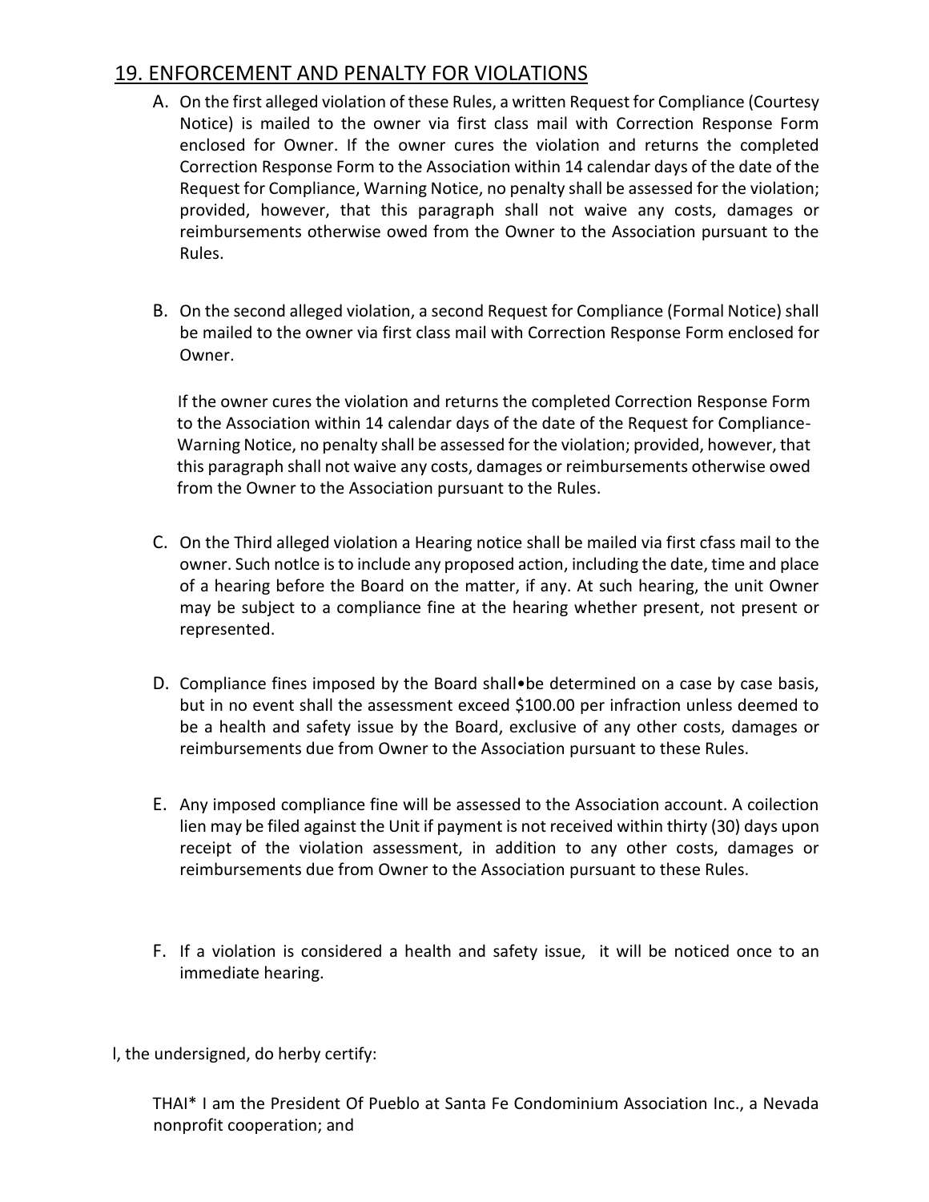## 19. ENFORCEMENT AND PENALTY FOR VIOLATIONS

A. On the first alleged violation of these Rules, a written Request for Compliance (Courtesy Notice) is mailed to the owner via first class mail with Correction Response Form enclosed for Owner. If the owner cures the violation and returns the completed Correction Response Form to the Association within 14 calendar days of the date of the Request for Compliance, Warning Notice, no penalty shall be assessed for the violation; provided, however, that this paragraph shall not waive any costs, damages or reimbursements otherwise owed from the Owner to the Association pursuant to the Rules.

B. On the second alleged violation, a second Request for Compliance (Formal Notice) shall be mailed to the owner via first class mail with Correction Response Form enclosed for Owner.

   If the owner cures the violation and returns the completed Correction Response Form to the Association within 14 calendar days of the date of the Request for Compliance-Warning Notice, no penalty shall be assessed for the violation; provided, however, that this paragraph shall not waive any costs, damages or reimbursements otherwise owed from the Owner to the Association pursuant to the Rules.

C. On the Third alleged violation a Hearing notice shall be mailed via first cfass mail to the owner. Such notlce is to include any proposed action, including the date, time and place of a hearing before the Board on the matter, if any. At such hearing, the unit Owner may be subject to a compliance fine at the hearing whether present, not present or represented.

D. Compliance fines imposed by the Board shall•be determined on a case by case basis, but in no event shall the assessment exceed $100.00 per infraction unless deemed to be a health and safety issue by the Board, exclusive of any other costs, damages or reimbursements due from Owner to the Association pursuant to these Rules.

E. Any imposed compliance fine will be assessed to the Association account. A coilection lien may be filed against the Unit if payment is not received within thirty (30) days upon receipt of the violation assessment, in addition to any other costs, damages or reimbursements due from Owner to the Association pursuant to these Rules.

F. If a violation is considered a health and safety issue, it will be noticed once to an immediate hearing.

l, the undersigned, do herby certify:

THAI* I am the President Of Pueblo at Santa Fe Condominium Association Inc., a Nevada nonprofit cooperation; and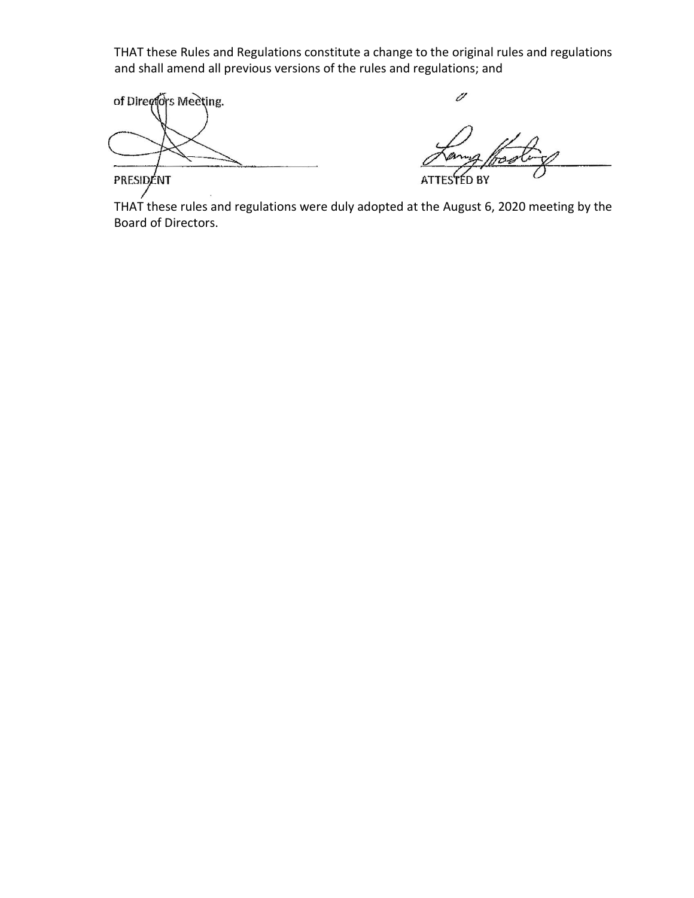THAT these Rules and Regulations constitute a change to the original rules and regulations and shall amend all previous versions of the rules and regulations; and

of Directors Meeting.

PRESIDENT

ATTESTED BY

THAT these rules and regulations were duly adopted at the August 6, 2020 meeting by the Board of Directors.